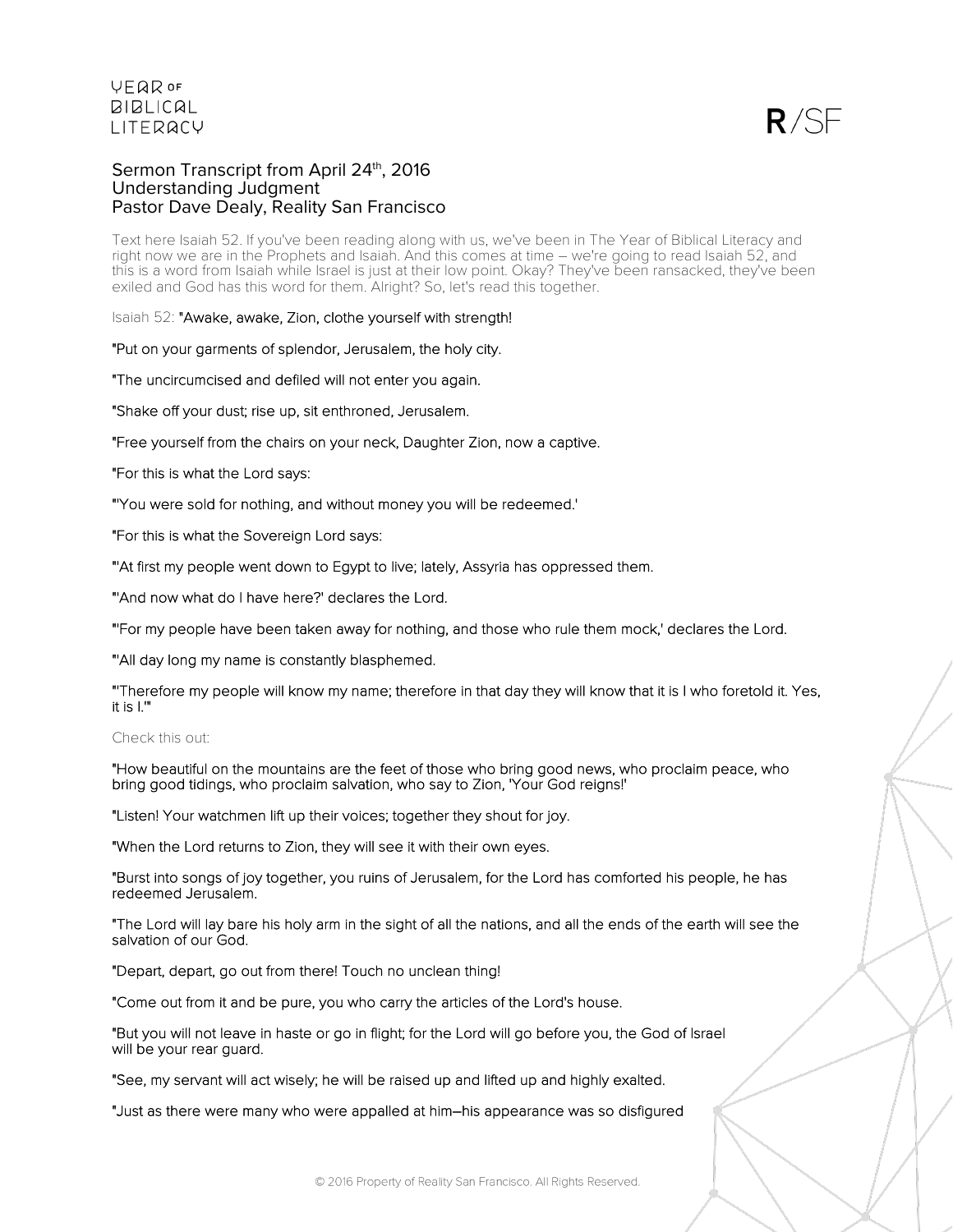YEAR OF BIBLICAL LITERACY

R/SF

# Sermon Transcript from April 24th, 2016
## Understanding Judgment
## Pastor Dave Dealy, Reality San Francisco

Text here Isaiah 52. If you've been reading along with us, we've been in The Year of Biblical Literacy and right now we are in the Prophets and Isaiah. And this comes at time – we're going to read Isaiah 52, and this is a word from Isaiah while Israel is just at their low point. Okay? They've been ransacked, they've been exiled and God has this word for them. Alright? So, let's read this together.

Isaiah 52: "Awake, awake, Zion, clothe yourself with strength!

"Put on your garments of splendor, Jerusalem, the holy city.

"The uncircumcised and defiled will not enter you again.

"Shake off your dust; rise up, sit enthroned, Jerusalem.

"Free yourself from the chairs on your neck, Daughter Zion, now a captive.

"For this is what the Lord says:

"'You were sold for nothing, and without money you will be redeemed.'

"For this is what the Sovereign Lord says:

"'At first my people went down to Egypt to live; lately, Assyria has oppressed them.

"'And now what do I have here?' declares the Lord.

"'For my people have been taken away for nothing, and those who rule them mock,' declares the Lord.

"'All day long my name is constantly blasphemed.

"'Therefore my people will know my name; therefore in that day they will know that it is I who foretold it. Yes, it is I.'"

Check this out:

"How beautiful on the mountains are the feet of those who bring good news, who proclaim peace, who bring good tidings, who proclaim salvation, who say to Zion, 'Your God reigns!'

"Listen! Your watchmen lift up their voices; together they shout for joy.

"When the Lord returns to Zion, they will see it with their own eyes.

"Burst into songs of joy together, you ruins of Jerusalem, for the Lord has comforted his people, he has redeemed Jerusalem.

"The Lord will lay bare his holy arm in the sight of all the nations, and all the ends of the earth will see the salvation of our God.

"Depart, depart, go out from there! Touch no unclean thing!

"Come out from it and be pure, you who carry the articles of the Lord's house.

"But you will not leave in haste or go in flight; for the Lord will go before you, the God of Israel will be your rear guard.

"See, my servant will act wisely; he will be raised up and lifted up and highly exalted.

"Just as there were many who were appalled at him–his appearance was so disfigured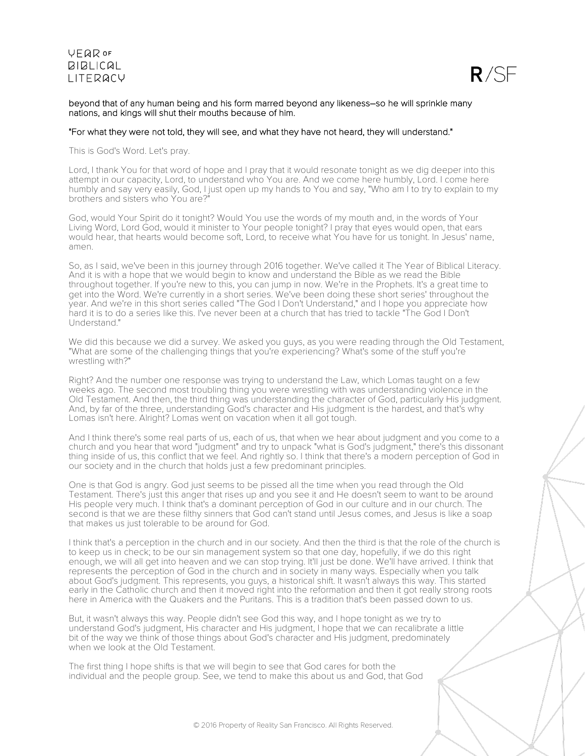**beyond that of any human being and his form marred beyond any likeness–so he will sprinkle many nations, and kings will shut their mouths because of him.**

**"For what they were not told, they will see, and what they have not heard, they will understand."**

This is God's Word. Let's pray.

Lord, I thank You for that word of hope and I pray that it would resonate tonight as we dig deeper into this attempt in our capacity, Lord, to understand who You are. And we come here humbly, Lord. I come here humbly and say very easily, God, I just open up my hands to You and say, "Who am I to try to explain to my brothers and sisters who You are?"

God, would Your Spirit do it tonight? Would You use the words of my mouth and, in the words of Your Living Word, Lord God, would it minister to Your people tonight? I pray that eyes would open, that ears would hear, that hearts would become soft, Lord, to receive what You have for us tonight. In Jesus' name, amen.

So, as I said, we've been in this journey through 2016 together. We've called it The Year of Biblical Literacy. And it is with a hope that we would begin to know and understand the Bible as we read the Bible throughout together. If you're new to this, you can jump in now. We're in the Prophets. It's a great time to get into the Word. We're currently in a short series. We've been doing these short series' throughout the year. And we're in this short series called "The God I Don't Understand," and I hope you appreciate how hard it is to do a series like this. I've never been at a church that has tried to tackle "The God I Don't Understand."

We did this because we did a survey. We asked you guys, as you were reading through the Old Testament, "What are some of the challenging things that you're experiencing? What's some of the stuff you're wrestling with?"

Right? And the number one response was trying to understand the Law, which Lomas taught on a few weeks ago. The second most troubling thing you were wrestling with was understanding violence in the Old Testament. And then, the third thing was understanding the character of God, particularly His judgment. And, by far of the three, understanding God's character and His judgment is the hardest, and that's why Lomas isn't here. Alright? Lomas went on vacation when it all got tough.

And I think there's some real parts of us, each of us, that when we hear about judgment and you come to a church and you hear that word "judgment" and try to unpack "what is God's judgment," there's this dissonant thing inside of us, this conflict that we feel. And rightly so. I think that there's a modern perception of God in our society and in the church that holds just a few predominant principles.

One is that God is angry. God just seems to be pissed all the time when you read through the Old Testament. There's just this anger that rises up and you see it and He doesn't seem to want to be around His people very much. I think that's a dominant perception of God in our culture and in our church. The second is that we are these filthy sinners that God can't stand until Jesus comes, and Jesus is like a soap that makes us just tolerable to be around for God.

I think that's a perception in the church and in our society. And then the third is that the role of the church is to keep us in check; to be our sin management system so that one day, hopefully, if we do this right enough, we will all get into heaven and we can stop trying. It'll just be done. We'll have arrived. I think that represents the perception of God in the church and in society in many ways. Especially when you talk about God's judgment. This represents, you guys, a historical shift. It wasn't always this way. This started early in the Catholic church and then it moved right into the reformation and then it got really strong roots here in America with the Quakers and the Puritans. This is a tradition that's been passed down to us.

But, it wasn't always this way. People didn't see God this way, and I hope tonight as we try to understand God's judgment, His character and His judgment, I hope that we can recalibrate a little bit of the way we think of those things about God's character and His judgment, predominately when we look at the Old Testament.

The first thing I hope shifts is that we will begin to see that God cares for both the individual and the people group. See, we tend to make this about us and God, that God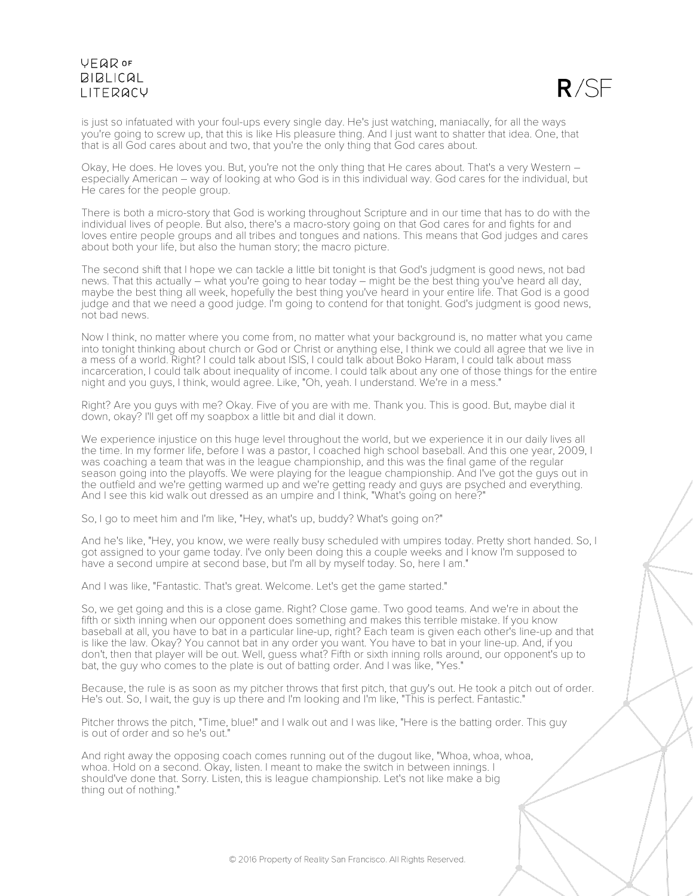is just so infatuated with your foul-ups every single day. He's just watching, maniacally, for all the ways you're going to screw up, that this is like His pleasure thing. And I just want to shatter that idea. One, that that is all God cares about and two, that you're the only thing that God cares about.

Okay, He does. He loves you. But, you're not the only thing that He cares about. That's a very Western – especially American – way of looking at who God is in this individual way. God cares for the individual, but He cares for the people group.

There is both a micro-story that God is working throughout Scripture and in our time that has to do with the individual lives of people. But also, there's a macro-story going on that God cares for and fights for and loves entire people groups and all tribes and tongues and nations. This means that God judges and cares about both your life, but also the human story; the macro picture.

The second shift that I hope we can tackle a little bit tonight is that God's judgment is good news, not bad news. That this actually – what you're going to hear today – might be the best thing you've heard all day, maybe the best thing all week, hopefully the best thing you've heard in your entire life. That God is a good judge and that we need a good judge. I'm going to contend for that tonight. God's judgment is good news, not bad news.

Now I think, no matter where you come from, no matter what your background is, no matter what you came into tonight thinking about church or God or Christ or anything else, I think we could all agree that we live in a mess of a world. Right? I could talk about ISIS, I could talk about Boko Haram, I could talk about mass incarceration, I could talk about inequality of income. I could talk about any one of those things for the entire night and you guys, I think, would agree. Like, "Oh, yeah. I understand. We're in a mess."

Right? Are you guys with me? Okay. Five of you are with me. Thank you. This is good. But, maybe dial it down, okay? I'll get off my soapbox a little bit and dial it down.

We experience injustice on this huge level throughout the world, but we experience it in our daily lives all the time. In my former life, before I was a pastor, I coached high school baseball. And this one year, 2009, I was coaching a team that was in the league championship, and this was the final game of the regular season going into the playoffs. We were playing for the league championship. And I've got the guys out in the outfield and we're getting warmed up and we're getting ready and guys are psyched and everything. And I see this kid walk out dressed as an umpire and I think, "What's going on here?"

So, I go to meet him and I'm like, "Hey, what's up, buddy? What's going on?"

And he's like, "Hey, you know, we were really busy scheduled with umpires today. Pretty short handed. So, I got assigned to your game today. I've only been doing this a couple weeks and I know I'm supposed to have a second umpire at second base, but I'm all by myself today. So, here I am."

And I was like, "Fantastic. That's great. Welcome. Let's get the game started."

So, we get going and this is a close game. Right? Close game. Two good teams. And we're in about the fifth or sixth inning when our opponent does something and makes this terrible mistake. If you know baseball at all, you have to bat in a particular line-up, right? Each team is given each other's line-up and that is like the law. Okay? You cannot bat in any order you want. You have to bat in your line-up. And, if you don't, then that player will be out. Well, guess what? Fifth or sixth inning rolls around, our opponent's up to bat, the guy who comes to the plate is out of batting order. And I was like, "Yes."

Because, the rule is as soon as my pitcher throws that first pitch, that guy's out. He took a pitch out of order. He's out. So, I wait, the guy is up there and I'm looking and I'm like, "This is perfect. Fantastic."

Pitcher throws the pitch, "Time, blue!" and I walk out and I was like, "Here is the batting order. This guy is out of order and so he's out."

And right away the opposing coach comes running out of the dugout like, "Whoa, whoa, whoa, whoa. Hold on a second. Okay, listen. I meant to make the switch in between innings. I should've done that. Sorry. Listen, this is league championship. Let's not like make a big thing out of nothing."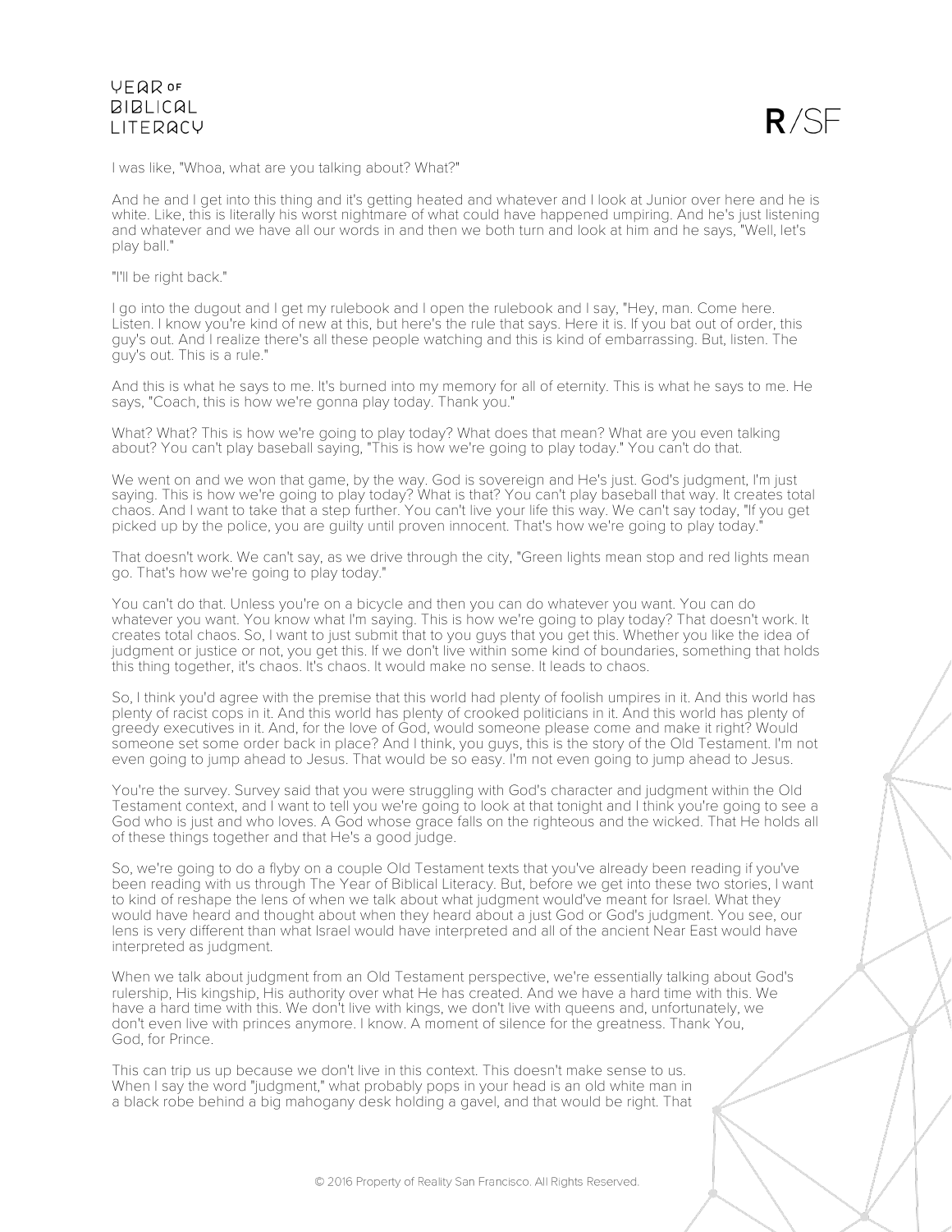I was like, "Whoa, what are you talking about? What?"

And he and I get into this thing and it's getting heated and whatever and I look at Junior over here and he is white. Like, this is literally his worst nightmare of what could have happened umpiring. And he's just listening and whatever and we have all our words in and then we both turn and look at him and he says, "Well, let's play ball."

"I'll be right back."

I go into the dugout and I get my rulebook and I open the rulebook and I say, "Hey, man. Come here. Listen. I know you're kind of new at this, but here's the rule that says. Here it is. If you bat out of order, this guy's out. And I realize there's all these people watching and this is kind of embarrassing. But, listen. The guy's out. This is a rule."

And this is what he says to me. It's burned into my memory for all of eternity. This is what he says to me. He says, "Coach, this is how we're gonna play today. Thank you."

What? What? This is how we're going to play today? What does that mean? What are you even talking about? You can't play baseball saying, "This is how we're going to play today." You can't do that.

We went on and we won that game, by the way. God is sovereign and He's just. God's judgment, I'm just saying. This is how we're going to play today? What is that? You can't play baseball that way. It creates total chaos. And I want to take that a step further. You can't live your life this way. We can't say today, "If you get picked up by the police, you are guilty until proven innocent. That's how we're going to play today."

That doesn't work. We can't say, as we drive through the city, "Green lights mean stop and red lights mean go. That's how we're going to play today."

You can't do that. Unless you're on a bicycle and then you can do whatever you want. You can do whatever you want. You know what I'm saying. This is how we're going to play today? That doesn't work. It creates total chaos. So, I want to just submit that to you guys that you get this. Whether you like the idea of judgment or justice or not, you get this. If we don't live within some kind of boundaries, something that holds this thing together, it's chaos. It's chaos. It would make no sense. It leads to chaos.

So, I think you'd agree with the premise that this world had plenty of foolish umpires in it. And this world has plenty of racist cops in it. And this world has plenty of crooked politicians in it. And this world has plenty of greedy executives in it. And, for the love of God, would someone please come and make it right? Would someone set some order back in place? And I think, you guys, this is the story of the Old Testament. I'm not even going to jump ahead to Jesus. That would be so easy. I'm not even going to jump ahead to Jesus.

You're the survey. Survey said that you were struggling with God's character and judgment within the Old Testament context, and I want to tell you we're going to look at that tonight and I think you're going to see a God who is just and who loves. A God whose grace falls on the righteous and the wicked. That He holds all of these things together and that He's a good judge.

So, we're going to do a flyby on a couple Old Testament texts that you've already been reading if you've been reading with us through The Year of Biblical Literacy. But, before we get into these two stories, I want to kind of reshape the lens of when we talk about what judgment would've meant for Israel. What they would have heard and thought about when they heard about a just God or God's judgment. You see, our lens is very different than what Israel would have interpreted and all of the ancient Near East would have interpreted as judgment.

When we talk about judgment from an Old Testament perspective, we're essentially talking about God's rulership, His kingship, His authority over what He has created. And we have a hard time with this. We have a hard time with this. We don't live with kings, we don't live with queens and, unfortunately, we don't even live with princes anymore. I know. A moment of silence for the greatness. Thank You, God, for Prince.

This can trip us up because we don't live in this context. This doesn't make sense to us. When I say the word "judgment," what probably pops in your head is an old white man in a black robe behind a big mahogany desk holding a gavel, and that would be right. That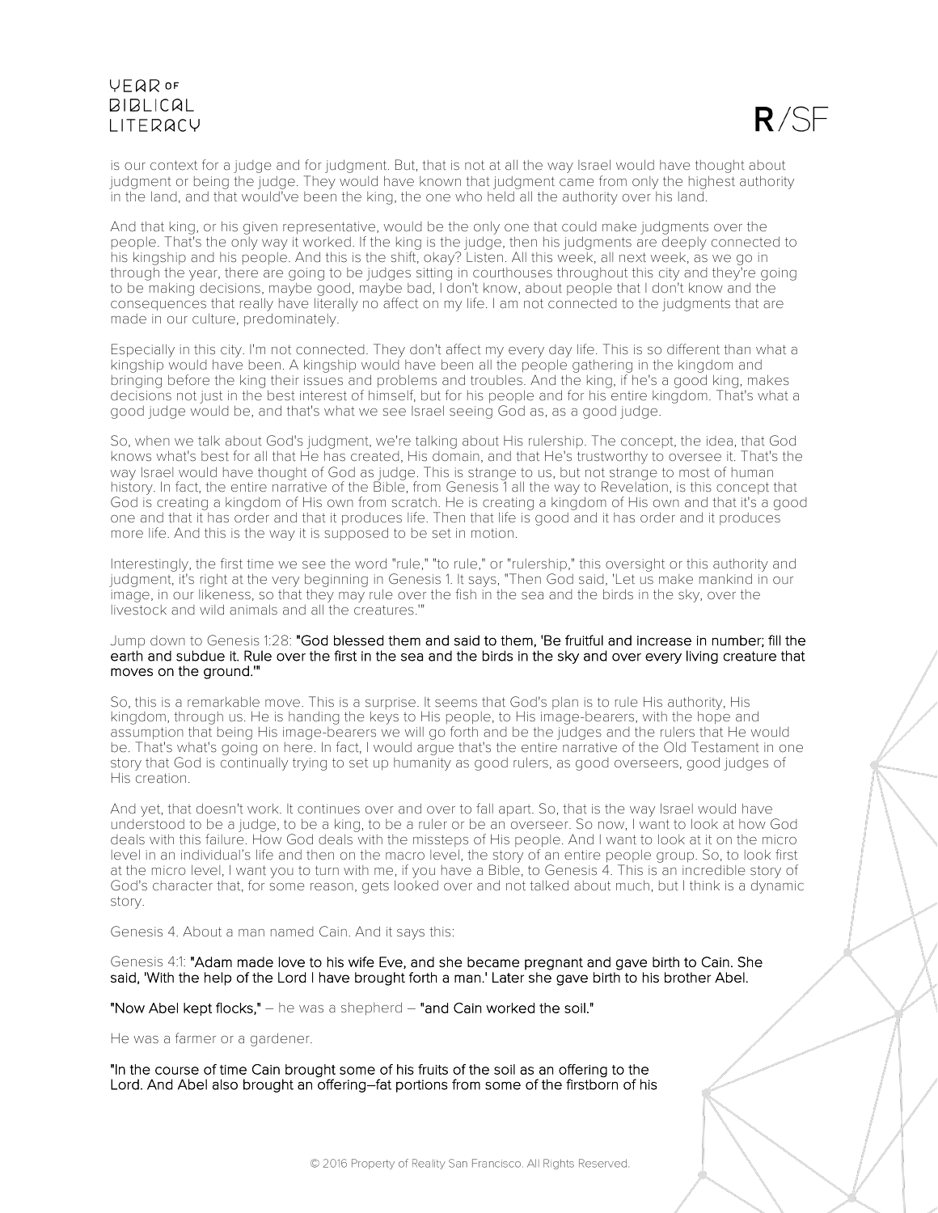is our context for a judge and for judgment. But, that is not at all the way Israel would have thought about judgment or being the judge. They would have known that judgment came from only the highest authority in the land, and that would've been the king, the one who held all the authority over his land.

And that king, or his given representative, would be the only one that could make judgments over the people. That's the only way it worked. If the king is the judge, then his judgments are deeply connected to his kingship and his people. And this is the shift, okay? Listen. All this week, all next week, as we go in through the year, there are going to be judges sitting in courthouses throughout this city and they're going to be making decisions, maybe good, maybe bad, I don't know, about people that I don't know and the consequences that really have literally no affect on my life. I am not connected to the judgments that are made in our culture, predominately.

Especially in this city. I'm not connected. They don't affect my every day life. This is so different than what a kingship would have been. A kingship would have been all the people gathering in the kingdom and bringing before the king their issues and problems and troubles. And the king, if he's a good king, makes decisions not just in the best interest of himself, but for his people and for his entire kingdom. That's what a good judge would be, and that's what we see Israel seeing God as, as a good judge.

So, when we talk about God's judgment, we're talking about His rulership. The concept, the idea, that God knows what's best for all that He has created, His domain, and that He's trustworthy to oversee it. That's the way Israel would have thought of God as judge. This is strange to us, but not strange to most of human history. In fact, the entire narrative of the Bible, from Genesis 1 all the way to Revelation, is this concept that God is creating a kingdom of His own from scratch. He is creating a kingdom of His own and that it's a good one and that it has order and that it produces life. Then that life is good and it has order and it produces more life. And this is the way it is supposed to be set in motion.

Interestingly, the first time we see the word "rule," "to rule," or "rulership," this oversight or this authority and judgment, it's right at the very beginning in Genesis 1. It says, "Then God said, 'Let us make mankind in our image, in our likeness, so that they may rule over the fish in the sea and the birds in the sky, over the livestock and wild animals and all the creatures.'"

Jump down to Genesis 1:28: **"God blessed them and said to them, 'Be fruitful and increase in number; fill the earth and subdue it. Rule over the first in the sea and the birds in the sky and over every living creature that moves on the ground.'"**

So, this is a remarkable move. This is a surprise. It seems that God's plan is to rule His authority, His kingdom, through us. He is handing the keys to His people, to His image-bearers, with the hope and assumption that being His image-bearers we will go forth and be the judges and the rulers that He would be. That's what's going on here. In fact, I would argue that's the entire narrative of the Old Testament in one story that God is continually trying to set up humanity as good rulers, as good overseers, good judges of His creation.

And yet, that doesn't work. It continues over and over to fall apart. So, that is the way Israel would have understood to be a judge, to be a king, to be a ruler or be an overseer. So now, I want to look at how God deals with this failure. How God deals with the missteps of His people. And I want to look at it on the micro level in an individual's life and then on the macro level, the story of an entire people group. So, to look first at the micro level, I want you to turn with me, if you have a Bible, to Genesis 4. This is an incredible story of God's character that, for some reason, gets looked over and not talked about much, but I think is a dynamic story.

Genesis 4. About a man named Cain. And it says this:

Genesis 4:1: **"Adam made love to his wife Eve, and she became pregnant and gave birth to Cain. She said, 'With the help of the Lord I have brought forth a man.' Later she gave birth to his brother Abel.**

**"Now Abel kept flocks,"** – he was a shepherd – **"and Cain worked the soil."**

He was a farmer or a gardener.

**"In the course of time Cain brought some of his fruits of the soil as an offering to the Lord. And Abel also brought an offering–fat portions from some of the firstborn of his**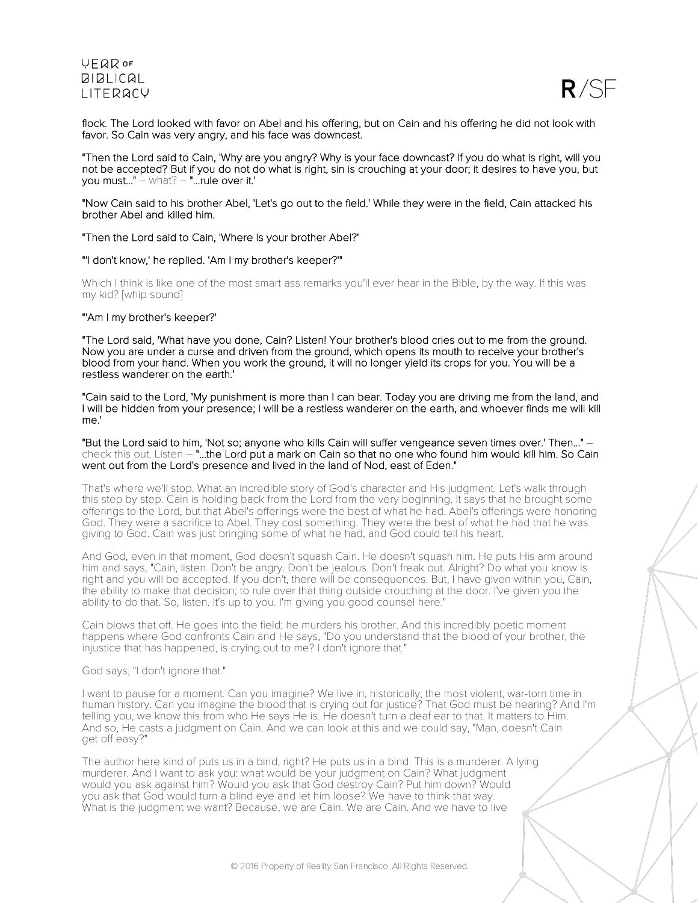flock. The Lord looked with favor on Abel and his offering, but on Cain and his offering he did not look with favor. So Cain was very angry, and his face was downcast.

"Then the Lord said to Cain, 'Why are you angry? Why is your face downcast? If you do what is right, will you not be accepted? But if you do not do what is right, sin is crouching at your door; it desires to have you, but you must…" – what? – "…rule over it.'

"Now Cain said to his brother Abel, 'Let's go out to the field.' While they were in the field, Cain attacked his brother Abel and killed him.

"Then the Lord said to Cain, 'Where is your brother Abel?'

"'I don't know,' he replied. 'Am I my brother's keeper?'"

Which I think is like one of the most smart ass remarks you'll ever hear in the Bible, by the way. If this was my kid? [whip sound]

"'Am I my brother's keeper?'

"The Lord said, 'What have you done, Cain? Listen! Your brother's blood cries out to me from the ground. Now you are under a curse and driven from the ground, which opens its mouth to receive your brother's blood from your hand. When you work the ground, it will no longer yield its crops for you. You will be a restless wanderer on the earth.'

"Cain said to the Lord, 'My punishment is more than I can bear. Today you are driving me from the land, and I will be hidden from your presence; I will be a restless wanderer on the earth, and whoever finds me will kill me.'

"But the Lord said to him, 'Not so; anyone who kills Cain will suffer vengeance seven times over.' Then…" – check this out. Listen – "…the Lord put a mark on Cain so that no one who found him would kill him. So Cain went out from the Lord's presence and lived in the land of Nod, east of Eden."

That's where we'll stop. What an incredible story of God's character and His judgment. Let's walk through this step by step. Cain is holding back from the Lord from the very beginning. It says that he brought some offerings to the Lord, but that Abel's offerings were the best of what he had. Abel's offerings were honoring God. They were a sacrifice to Abel. They cost something. They were the best of what he had that he was giving to God. Cain was just bringing some of what he had, and God could tell his heart.

And God, even in that moment, God doesn't squash Cain. He doesn't squash him. He puts His arm around him and says, "Cain, listen. Don't be angry. Don't be jealous. Don't freak out. Alright? Do what you know is right and you will be accepted. If you don't, there will be consequences. But, I have given within you, Cain, the ability to make that decision; to rule over that thing outside crouching at the door. I've given you the ability to do that. So, listen. It's up to you. I'm giving you good counsel here."

Cain blows that off. He goes into the field; he murders his brother. And this incredibly poetic moment happens where God confronts Cain and He says, "Do you understand that the blood of your brother, the injustice that has happened, is crying out to me? I don't ignore that."

God says, "I don't ignore that."

I want to pause for a moment. Can you imagine? We live in, historically, the most violent, war-torn time in human history. Can you imagine the blood that is crying out for justice? That God must be hearing? And I'm telling you, we know this from who He says He is. He doesn't turn a deaf ear to that. It matters to Him. And so, He casts a judgment on Cain. And we can look at this and we could say, "Man, doesn't Cain get off easy?"

The author here kind of puts us in a bind, right? He puts us in a bind. This is a murderer. A lying murderer. And I want to ask you: what would be your judgment on Cain? What judgment would you ask against him? Would you ask that God destroy Cain? Put him down? Would you ask that God would turn a blind eye and let him loose? We have to think that way. What is the judgment we want? Because, we are Cain. We are Cain. And we have to live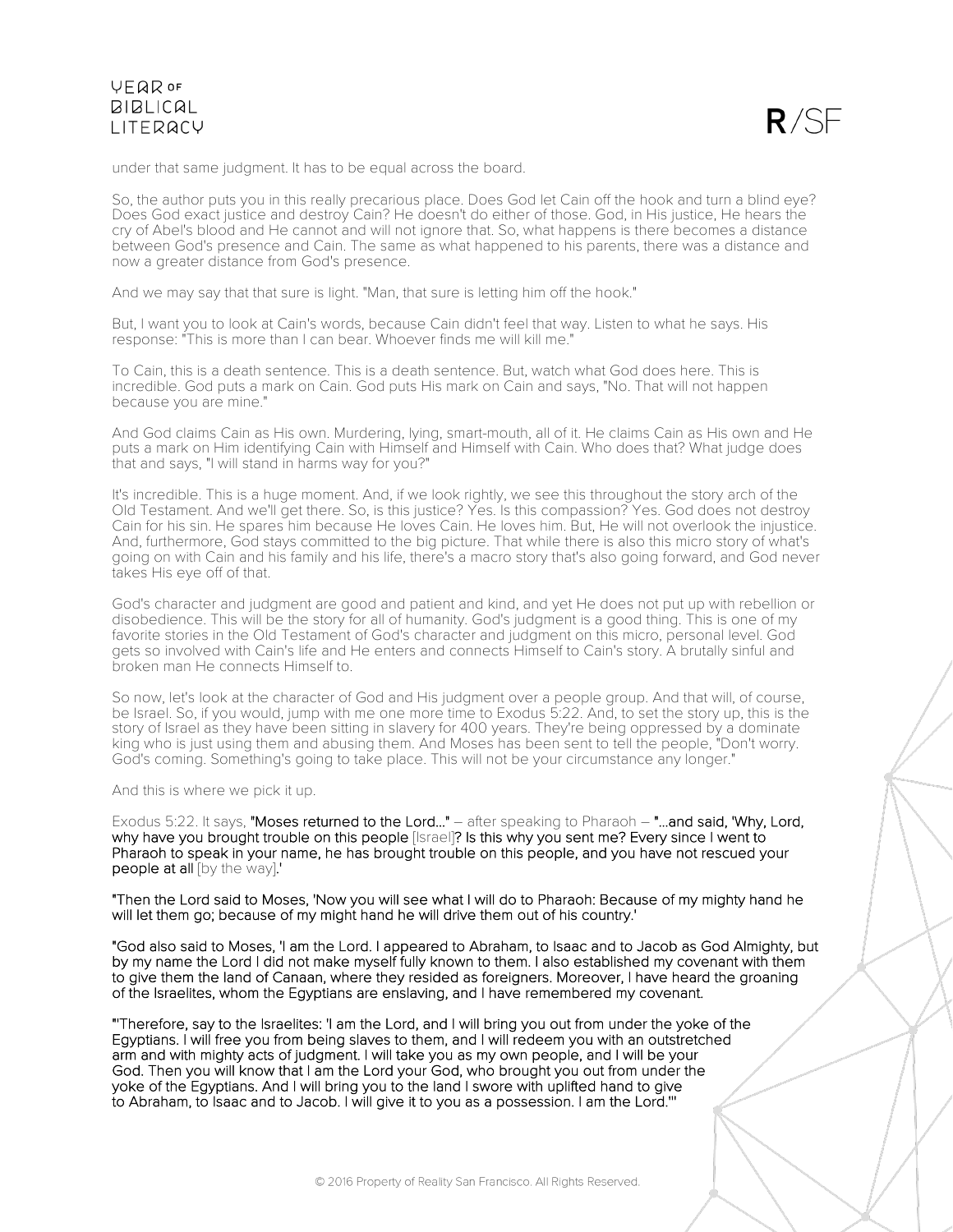under that same judgment. It has to be equal across the board.

So, the author puts you in this really precarious place. Does God let Cain off the hook and turn a blind eye? Does God exact justice and destroy Cain? He doesn't do either of those. God, in His justice, He hears the cry of Abel's blood and He cannot and will not ignore that. So, what happens is there becomes a distance between God's presence and Cain. The same as what happened to his parents, there was a distance and now a greater distance from God's presence.

And we may say that that sure is light. "Man, that sure is letting him off the hook."

But, I want you to look at Cain's words, because Cain didn't feel that way. Listen to what he says. His response: "This is more than I can bear. Whoever finds me will kill me."

To Cain, this is a death sentence. This is a death sentence. But, watch what God does here. This is incredible. God puts a mark on Cain. God puts His mark on Cain and says, "No. That will not happen because you are mine."

And God claims Cain as His own. Murdering, lying, smart-mouth, all of it. He claims Cain as His own and He puts a mark on Him identifying Cain with Himself and Himself with Cain. Who does that? What judge does that and says, "I will stand in harms way for you?"

It's incredible. This is a huge moment. And, if we look rightly, we see this throughout the story arch of the Old Testament. And we'll get there. So, is this justice? Yes. Is this compassion? Yes. God does not destroy Cain for his sin. He spares him because He loves Cain. He loves him. But, He will not overlook the injustice. And, furthermore, God stays committed to the big picture. That while there is also this micro story of what's going on with Cain and his family and his life, there's a macro story that's also going forward, and God never takes His eye off of that.

God's character and judgment are good and patient and kind, and yet He does not put up with rebellion or disobedience. This will be the story for all of humanity. God's judgment is a good thing. This is one of my favorite stories in the Old Testament of God's character and judgment on this micro, personal level. God gets so involved with Cain's life and He enters and connects Himself to Cain's story. A brutally sinful and broken man He connects Himself to.

So now, let's look at the character of God and His judgment over a people group. And that will, of course, be Israel. So, if you would, jump with me one more time to Exodus 5:22. And, to set the story up, this is the story of Israel as they have been sitting in slavery for 400 years. They're being oppressed by a dominate king who is just using them and abusing them. And Moses has been sent to tell the people, "Don't worry. God's coming. Something's going to take place. This will not be your circumstance any longer."

And this is where we pick it up.

Exodus 5:22. It says, **"Moses returned to the Lord..."** – after speaking to Pharaoh – **"...and said, 'Why, Lord, why have you brought trouble on this people** [Israel]**? Is this why you sent me? Every since I went to Pharaoh to speak in your name, he has brought trouble on this people, and you have not rescued your people at all** [by the way]**.'**

**"Then the Lord said to Moses, 'Now you will see what I will do to Pharaoh: Because of my mighty hand he will let them go; because of my might hand he will drive them out of his country.'**

**"God also said to Moses, 'I am the Lord. I appeared to Abraham, to Isaac and to Jacob as God Almighty, but by my name the Lord I did not make myself fully known to them. I also established my covenant with them to give them the land of Canaan, where they resided as foreigners. Moreover, I have heard the groaning of the Israelites, whom the Egyptians are enslaving, and I have remembered my covenant.**

**"'Therefore, say to the Israelites: 'I am the Lord, and I will bring you out from under the yoke of the Egyptians. I will free you from being slaves to them, and I will redeem you with an outstretched arm and with mighty acts of judgment. I will take you as my own people, and I will be your God. Then you will know that I am the Lord your God, who brought you out from under the yoke of the Egyptians. And I will bring you to the land I swore with uplifted hand to give to Abraham, to Isaac and to Jacob. I will give it to you as a possession. I am the Lord.'"**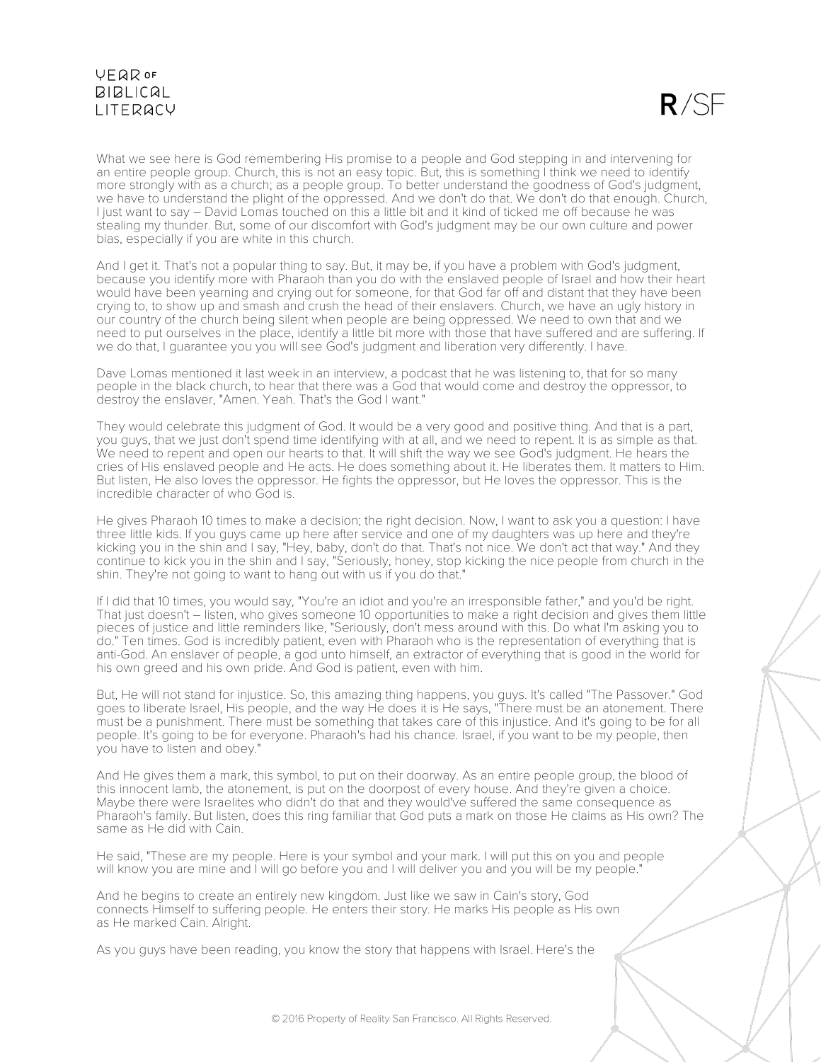What we see here is God remembering His promise to a people and God stepping in and intervening for an entire people group. Church, this is not an easy topic. But, this is something I think we need to identify more strongly with as a church; as a people group. To better understand the goodness of God's judgment, we have to understand the plight of the oppressed. And we don't do that. We don't do that enough. Church, I just want to say – David Lomas touched on this a little bit and it kind of ticked me off because he was stealing my thunder. But, some of our discomfort with God's judgment may be our own culture and power bias, especially if you are white in this church.

And I get it. That's not a popular thing to say. But, it may be, if you have a problem with God's judgment, because you identify more with Pharaoh than you do with the enslaved people of Israel and how their heart would have been yearning and crying out for someone, for that God far off and distant that they have been crying to, to show up and smash and crush the head of their enslavers. Church, we have an ugly history in our country of the church being silent when people are being oppressed. We need to own that and we need to put ourselves in the place, identify a little bit more with those that have suffered and are suffering. If we do that, I guarantee you you will see God's judgment and liberation very differently. I have.

Dave Lomas mentioned it last week in an interview, a podcast that he was listening to, that for so many people in the black church, to hear that there was a God that would come and destroy the oppressor, to destroy the enslaver, "Amen. Yeah. That's the God I want."

They would celebrate this judgment of God. It would be a very good and positive thing. And that is a part, you guys, that we just don't spend time identifying with at all, and we need to repent. It is as simple as that. We need to repent and open our hearts to that. It will shift the way we see God's judgment. He hears the cries of His enslaved people and He acts. He does something about it. He liberates them. It matters to Him. But listen, He also loves the oppressor. He fights the oppressor, but He loves the oppressor. This is the incredible character of who God is.

He gives Pharaoh 10 times to make a decision; the right decision. Now, I want to ask you a question: I have three little kids. If you guys came up here after service and one of my daughters was up here and they're kicking you in the shin and I say, "Hey, baby, don't do that. That's not nice. We don't act that way." And they continue to kick you in the shin and I say, "Seriously, honey, stop kicking the nice people from church in the shin. They're not going to want to hang out with us if you do that."

If I did that 10 times, you would say, "You're an idiot and you're an irresponsible father," and you'd be right. That just doesn't – listen, who gives someone 10 opportunities to make a right decision and gives them little pieces of justice and little reminders like, "Seriously, don't mess around with this. Do what I'm asking you to do." Ten times. God is incredibly patient, even with Pharaoh who is the representation of everything that is anti-God. An enslaver of people, a god unto himself, an extractor of everything that is good in the world for his own greed and his own pride. And God is patient, even with him.

But, He will not stand for injustice. So, this amazing thing happens, you guys. It's called "The Passover." God goes to liberate Israel, His people, and the way He does it is He says, "There must be an atonement. There must be a punishment. There must be something that takes care of this injustice. And it's going to be for all people. It's going to be for everyone. Pharaoh's had his chance. Israel, if you want to be my people, then you have to listen and obey."

And He gives them a mark, this symbol, to put on their doorway. As an entire people group, the blood of this innocent lamb, the atonement, is put on the doorpost of every house. And they're given a choice. Maybe there were Israelites who didn't do that and they would've suffered the same consequence as Pharaoh's family. But listen, does this ring familiar that God puts a mark on those He claims as His own? The same as He did with Cain.

He said, "These are my people. Here is your symbol and your mark. I will put this on you and people will know you are mine and I will go before you and I will deliver you and you will be my people."

And he begins to create an entirely new kingdom. Just like we saw in Cain's story, God connects Himself to suffering people. He enters their story. He marks His people as His own as He marked Cain. Alright.

As you guys have been reading, you know the story that happens with Israel. Here's the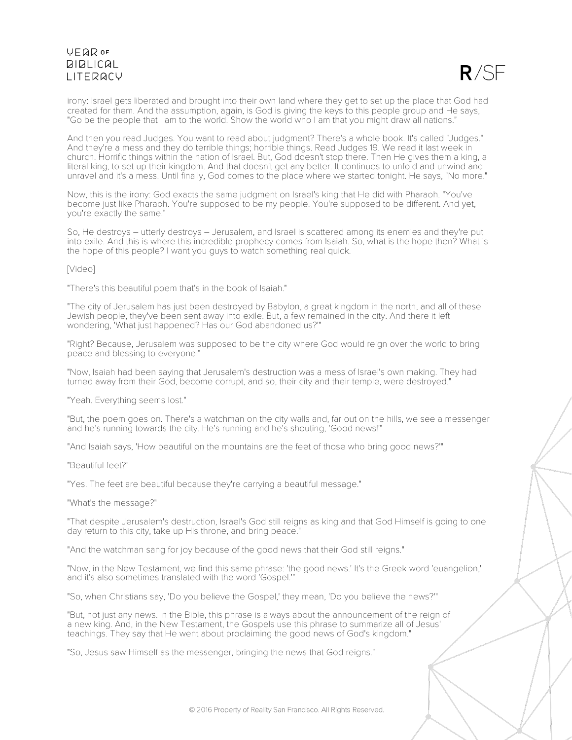irony: Israel gets liberated and brought into their own land where they get to set up the place that God had created for them. And the assumption, again, is God is giving the keys to this people group and He says, "Go be the people that I am to the world. Show the world who I am that you might draw all nations."

And then you read Judges. You want to read about judgment? There's a whole book. It's called "Judges." And they're a mess and they do terrible things; horrible things. Read Judges 19. We read it last week in church. Horrific things within the nation of Israel. But, God doesn't stop there. Then He gives them a king, a literal king, to set up their kingdom. And that doesn't get any better. It continues to unfold and unwind and unravel and it's a mess. Until finally, God comes to the place where we started tonight. He says, "No more."

Now, this is the irony: God exacts the same judgment on Israel's king that He did with Pharaoh. "You've become just like Pharaoh. You're supposed to be my people. You're supposed to be different. And yet, you're exactly the same."

So, He destroys – utterly destroys – Jerusalem, and Israel is scattered among its enemies and they're put into exile. And this is where this incredible prophecy comes from Isaiah. So, what is the hope then? What is the hope of this people? I want you guys to watch something real quick.

[Video]

"There's this beautiful poem that's in the book of Isaiah."

"The city of Jerusalem has just been destroyed by Babylon, a great kingdom in the north, and all of these Jewish people, they've been sent away into exile. But, a few remained in the city. And there it left wondering, 'What just happened? Has our God abandoned us?'"

"Right? Because, Jerusalem was supposed to be the city where God would reign over the world to bring peace and blessing to everyone."

"Now, Isaiah had been saying that Jerusalem's destruction was a mess of Israel's own making. They had turned away from their God, become corrupt, and so, their city and their temple, were destroyed."

"Yeah. Everything seems lost."

"But, the poem goes on. There's a watchman on the city walls and, far out on the hills, we see a messenger and he's running towards the city. He's running and he's shouting, 'Good news!'"

"And Isaiah says, 'How beautiful on the mountains are the feet of those who bring good news?'"

"Beautiful feet?"

"Yes. The feet are beautiful because they're carrying a beautiful message."

"What's the message?"

"That despite Jerusalem's destruction, Israel's God still reigns as king and that God Himself is going to one day return to this city, take up His throne, and bring peace."

"And the watchman sang for joy because of the good news that their God still reigns."

"Now, in the New Testament, we find this same phrase: 'the good news.' It's the Greek word 'euangelion,' and it's also sometimes translated with the word 'Gospel.'"

"So, when Christians say, 'Do you believe the Gospel,' they mean, 'Do you believe the news?'"

"But, not just any news. In the Bible, this phrase is always about the announcement of the reign of a new king. And, in the New Testament, the Gospels use this phrase to summarize all of Jesus' teachings. They say that He went about proclaiming the good news of God's kingdom."

"So, Jesus saw Himself as the messenger, bringing the news that God reigns."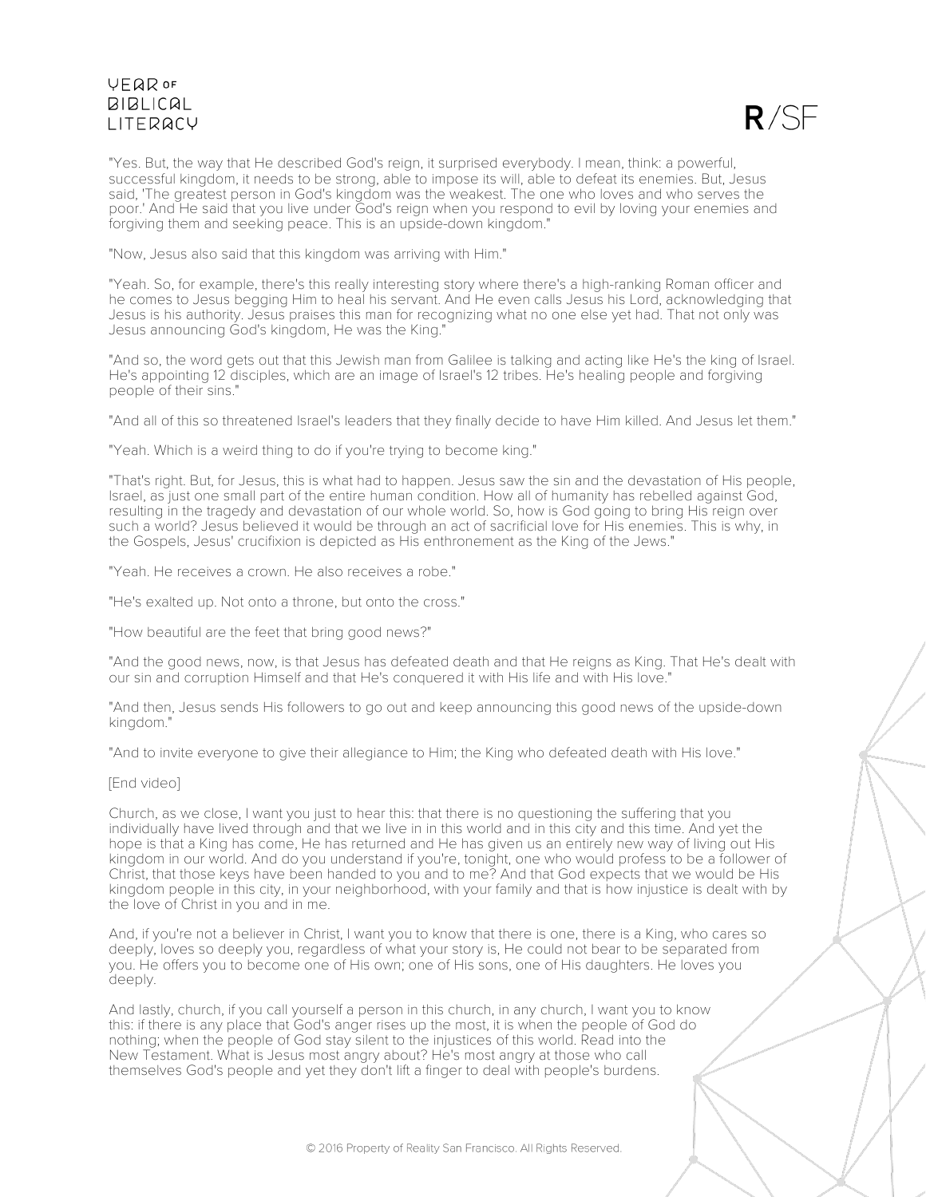"Yes. But, the way that He described God's reign, it surprised everybody. I mean, think: a powerful, successful kingdom, it needs to be strong, able to impose its will, able to defeat its enemies. But, Jesus said, 'The greatest person in God's kingdom was the weakest. The one who loves and who serves the poor.' And He said that you live under God's reign when you respond to evil by loving your enemies and forgiving them and seeking peace. This is an upside-down kingdom."

"Now, Jesus also said that this kingdom was arriving with Him."

"Yeah. So, for example, there's this really interesting story where there's a high-ranking Roman officer and he comes to Jesus begging Him to heal his servant. And He even calls Jesus his Lord, acknowledging that Jesus is his authority. Jesus praises this man for recognizing what no one else yet had. That not only was Jesus announcing God's kingdom, He was the King."

"And so, the word gets out that this Jewish man from Galilee is talking and acting like He's the king of Israel. He's appointing 12 disciples, which are an image of Israel's 12 tribes. He's healing people and forgiving people of their sins."

"And all of this so threatened Israel's leaders that they finally decide to have Him killed. And Jesus let them."

"Yeah. Which is a weird thing to do if you're trying to become king."

"That's right. But, for Jesus, this is what had to happen. Jesus saw the sin and the devastation of His people, Israel, as just one small part of the entire human condition. How all of humanity has rebelled against God, resulting in the tragedy and devastation of our whole world. So, how is God going to bring His reign over such a world? Jesus believed it would be through an act of sacrificial love for His enemies. This is why, in the Gospels, Jesus' crucifixion is depicted as His enthronement as the King of the Jews."

"Yeah. He receives a crown. He also receives a robe."

"He's exalted up. Not onto a throne, but onto the cross."

"How beautiful are the feet that bring good news?"

"And the good news, now, is that Jesus has defeated death and that He reigns as King. That He's dealt with our sin and corruption Himself and that He's conquered it with His life and with His love."

"And then, Jesus sends His followers to go out and keep announcing this good news of the upside-down kingdom."

"And to invite everyone to give their allegiance to Him; the King who defeated death with His love."

[End video]

Church, as we close, I want you just to hear this: that there is no questioning the suffering that you individually have lived through and that we live in in this world and in this city and this time. And yet the hope is that a King has come, He has returned and He has given us an entirely new way of living out His kingdom in our world. And do you understand if you're, tonight, one who would profess to be a follower of Christ, that those keys have been handed to you and to me? And that God expects that we would be His kingdom people in this city, in your neighborhood, with your family and that is how injustice is dealt with by the love of Christ in you and in me.

And, if you're not a believer in Christ, I want you to know that there is one, there is a King, who cares so deeply, loves so deeply you, regardless of what your story is, He could not bear to be separated from you. He offers you to become one of His own; one of His sons, one of His daughters. He loves you deeply.

And lastly, church, if you call yourself a person in this church, in any church, I want you to know this: if there is any place that God's anger rises up the most, it is when the people of God do nothing; when the people of God stay silent to the injustices of this world. Read into the New Testament. What is Jesus most angry about? He's most angry at those who call themselves God's people and yet they don't lift a finger to deal with people's burdens.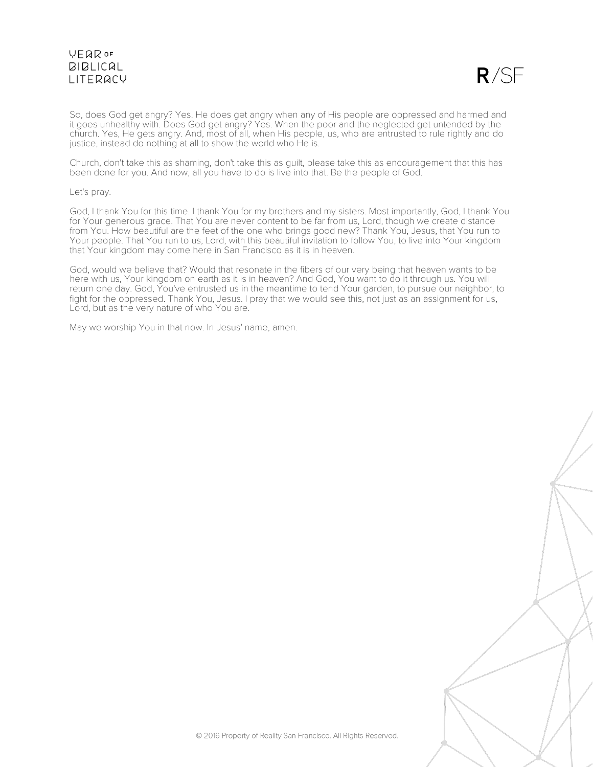So, does God get angry? Yes. He does get angry when any of His people are oppressed and harmed and it goes unhealthy with. Does God get angry? Yes. When the poor and the neglected get untended by the church. Yes, He gets angry. And, most of all, when His people, us, who are entrusted to rule rightly and do justice, instead do nothing at all to show the world who He is.

Church, don't take this as shaming, don't take this as guilt, please take this as encouragement that this has been done for you. And now, all you have to do is live into that. Be the people of God.

Let's pray.

God, I thank You for this time. I thank You for my brothers and my sisters. Most importantly, God, I thank You for Your generous grace. That You are never content to be far from us, Lord, though we create distance from You. How beautiful are the feet of the one who brings good new? Thank You, Jesus, that You run to Your people. That You run to us, Lord, with this beautiful invitation to follow You, to live into Your kingdom that Your kingdom may come here in San Francisco as it is in heaven.

God, would we believe that? Would that resonate in the fibers of our very being that heaven wants to be here with us, Your kingdom on earth as it is in heaven? And God, You want to do it through us. You will return one day. God, You've entrusted us in the meantime to tend Your garden, to pursue our neighbor, to fight for the oppressed. Thank You, Jesus. I pray that we would see this, not just as an assignment for us, Lord, but as the very nature of who You are.

May we worship You in that now. In Jesus' name, amen.